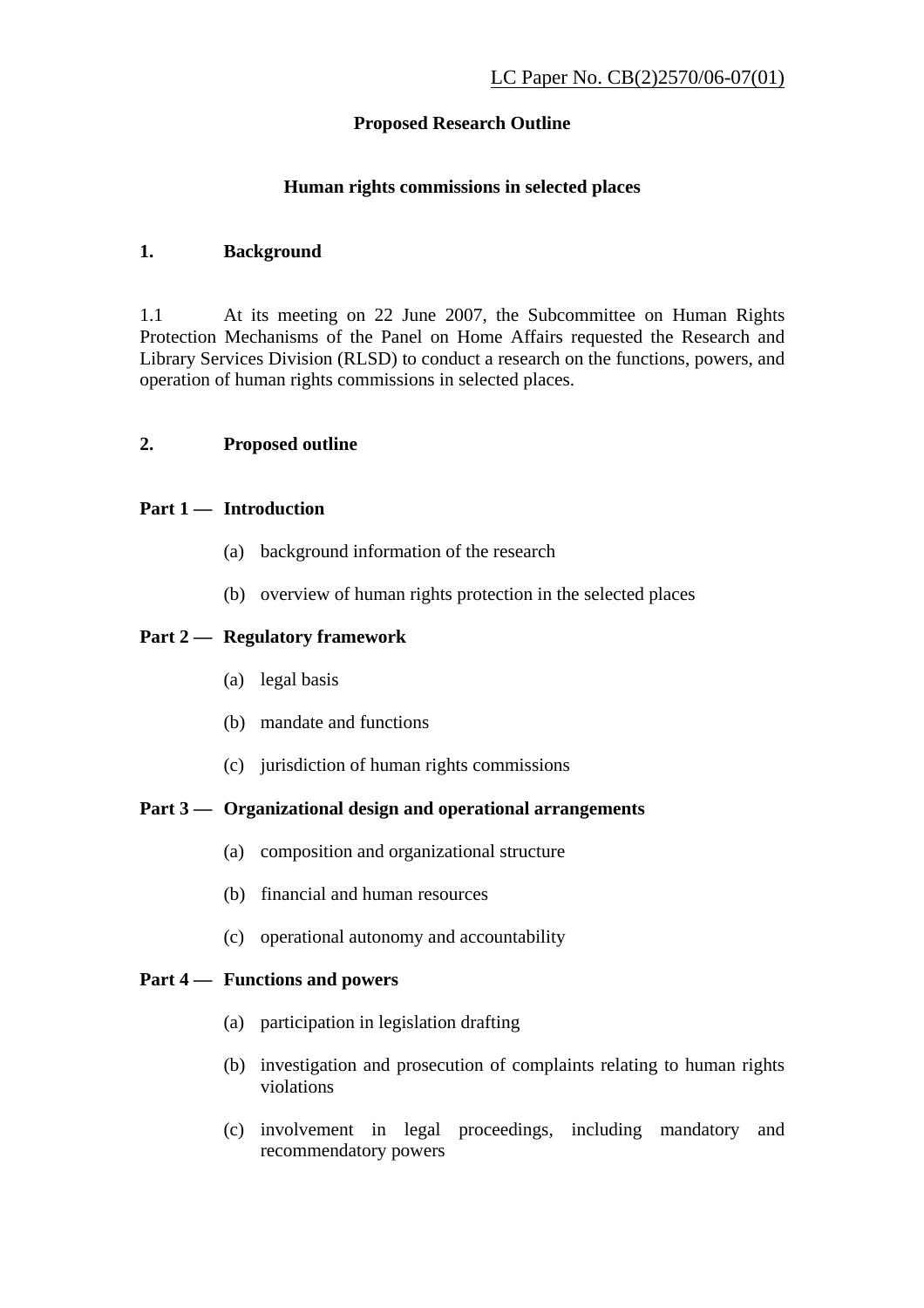LC Paper No. CB(2)2570/06-07(01)

# Proposed Research Outline

## Human rights commissions in selected places

### 1. Background

1.1 At its meeting on 22 June 2007, the Subcommittee on Human Rights Protection Mechanisms of the Panel on Home Affairs requested the Research and Library Services Division (RLSD) to conduct a research on the functions, powers, and operation of human rights commissions in selected places.

### 2. Proposed outline

**Part 1 — Introduction**

- (a) background information of the research
- (b) overview of human rights protection in the selected places

**Part 2 — Regulatory framework**

- (a) legal basis
- (b) mandate and functions
- (c) jurisdiction of human rights commissions

**Part 3 — Organizational design and operational arrangements**

- (a) composition and organizational structure
- (b) financial and human resources
- (c) operational autonomy and accountability

**Part 4 — Functions and powers**

- (a) participation in legislation drafting
- (b) investigation and prosecution of complaints relating to human rights violations
- (c) involvement in legal proceedings, including mandatory and recommendatory powers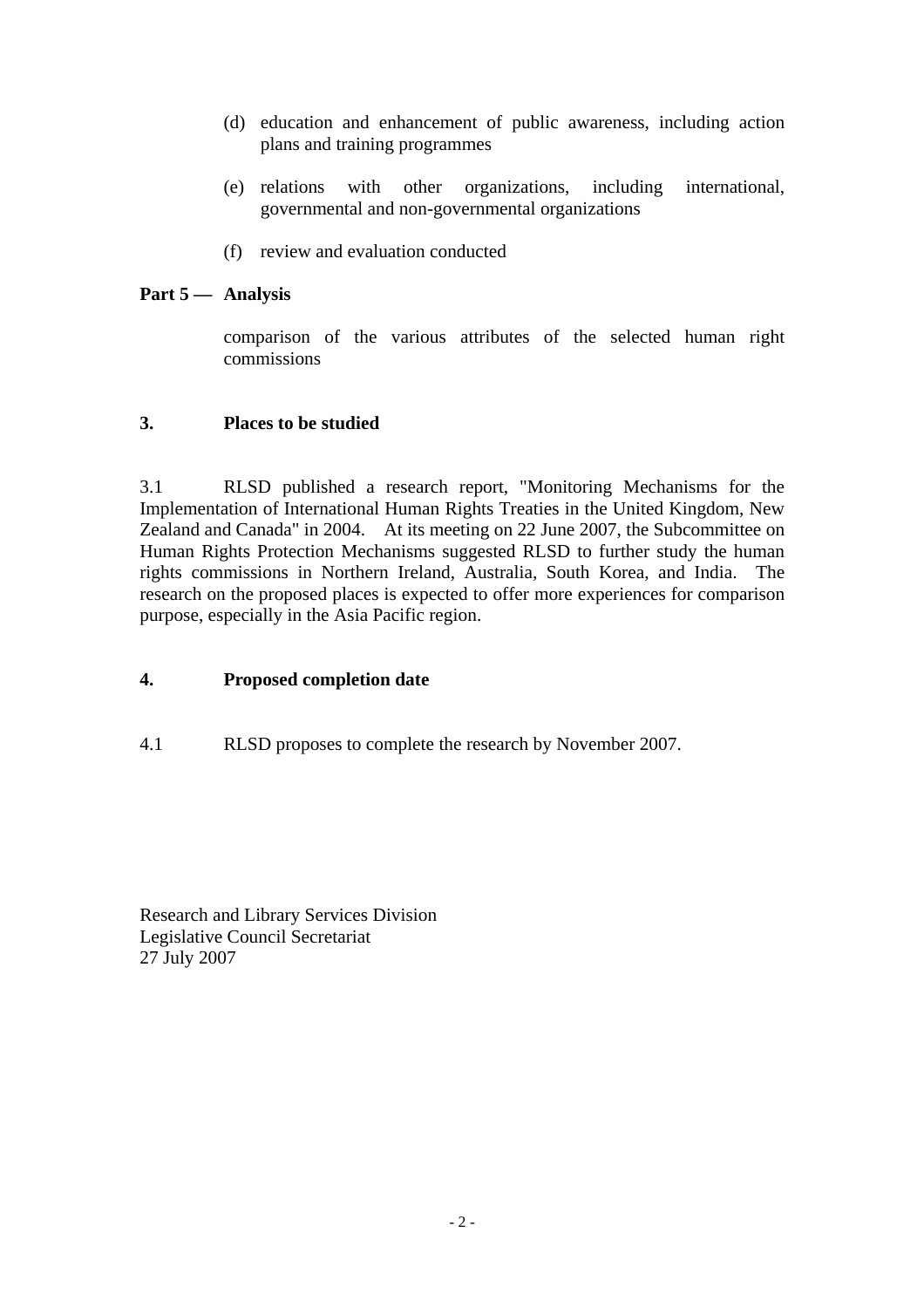(d) education and enhancement of public awareness, including action plans and training programmes

(e) relations with other organizations, including international, governmental and non-governmental organizations

(f) review and evaluation conducted

**Part 5 — Analysis**

comparison of the various attributes of the selected human right commissions

## 3. Places to be studied

3.1 RLSD published a research report, "Monitoring Mechanisms for the Implementation of International Human Rights Treaties in the United Kingdom, New Zealand and Canada" in 2004. At its meeting on 22 June 2007, the Subcommittee on Human Rights Protection Mechanisms suggested RLSD to further study the human rights commissions in Northern Ireland, Australia, South Korea, and India. The research on the proposed places is expected to offer more experiences for comparison purpose, especially in the Asia Pacific region.

## 4. Proposed completion date

4.1 RLSD proposes to complete the research by November 2007.

Research and Library Services Division
Legislative Council Secretariat
27 July 2007